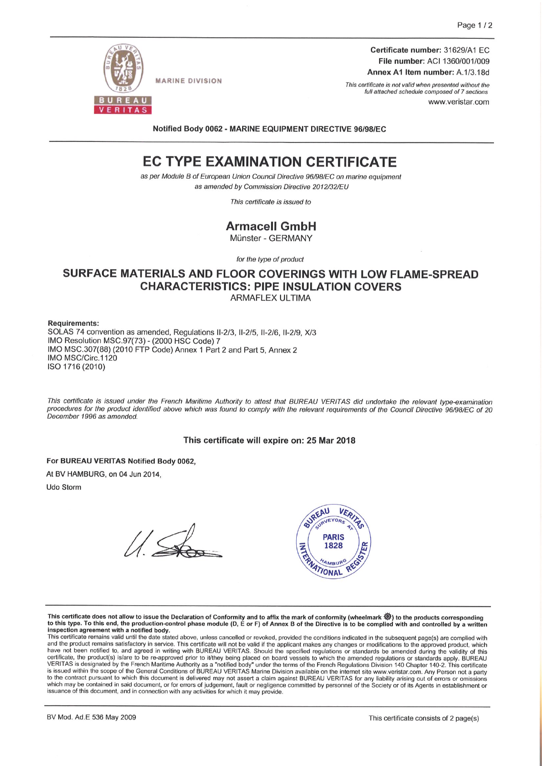MARINE DIVISION

**Certificate number:** 31629/A1 EC
**File number:** ACI 1360/001/009
**Annex A1 Item number:** A.1/3.18d

*This certificate is not valid when presented without the full attached schedule composed of 7 sections*

www.veristar.com

**Notified Body 0062 - MARINE EQUIPMENT DIRECTIVE 96/98/EC**

# EC TYPE EXAMINATION CERTIFICATE

*as per Module B of European Union Council Directive 96/98/EC on marine equipment as amended by Commission Directive 2012/32/EU*

*This certificate is issued to*

## Armacell GmbH

Münster - GERMANY

*for the type of product*

## SURFACE MATERIALS AND FLOOR COVERINGS WITH LOW FLAME-SPREAD CHARACTERISTICS: PIPE INSULATION COVERS

ARMAFLEX ULTIMA

**Requirements:**
SOLAS 74 convention as amended, Regulations II-2/3, II-2/5, II-2/6, II-2/9, X/3
IMO Resolution MSC.97(73) - (2000 HSC Code) 7
IMO MSC.307(88) (2010 FTP Code) Annex 1 Part 2 and Part 5, Annex 2
IMO MSC/Circ.1120
ISO 1716 (2010)

*This certificate is issued under the French Maritime Authority to attest that BUREAU VERITAS did undertake the relevant type-examination procedures for the product identified above which was found to comply with the relevant requirements of the Council Directive 96/98/EC of 20 December 1996 as amended.*

**This certificate will expire on: 25 Mar 2018**

**For BUREAU VERITAS Notified Body 0062,**

At BV HAMBURG, on 04 Jun 2014,

Udo Storm

**This certificate does not allow to issue the Declaration of Conformity and to affix the mark of conformity (wheelmark) to the products corresponding to this type. To this end, the production-control phase module (D, E or F) of Annex B of the Directive is to be complied with and controlled by a written inspection agreement with a notified body.**

This certificate remains valid until the date stated above, unless cancelled or revoked, provided the conditions indicated in the subsequent page(s) are complied with and the product remains satisfactory in service. This certificate will not be valid if the applicant makes any changes or modifications to the approved product, which have not been notified to, and agreed in writing with BUREAU VERITAS. Should the specified regulations or standards be amended during the validity of this certificate, the product(s) is/are to be re-approved prior to it/they being placed on board vessels to which the amended regulations or standards apply. BUREAU VERITAS is designated by the French Maritime Authority as a "notified body" under the terms of the French Regulations Division 140 Chapter 140-2. This certificate is issued within the scope of the General Conditions of BUREAU VERITAS Marine Division available on the internet site www.veristar.com. Any Person not a party to the contract pursuant to which this document is delivered may not assert a claim against BUREAU VERITAS for any liability arising out of errors or omissions which may be contained in said document, or for errors of judgement, fault or negligence committed by personnel of the Society or of its Agents in establishment or issuance of this document, and in connection with any activities for which it may provide.

BV Mod. Ad.E 536 May 2009

This certificate consists of 2 page(s)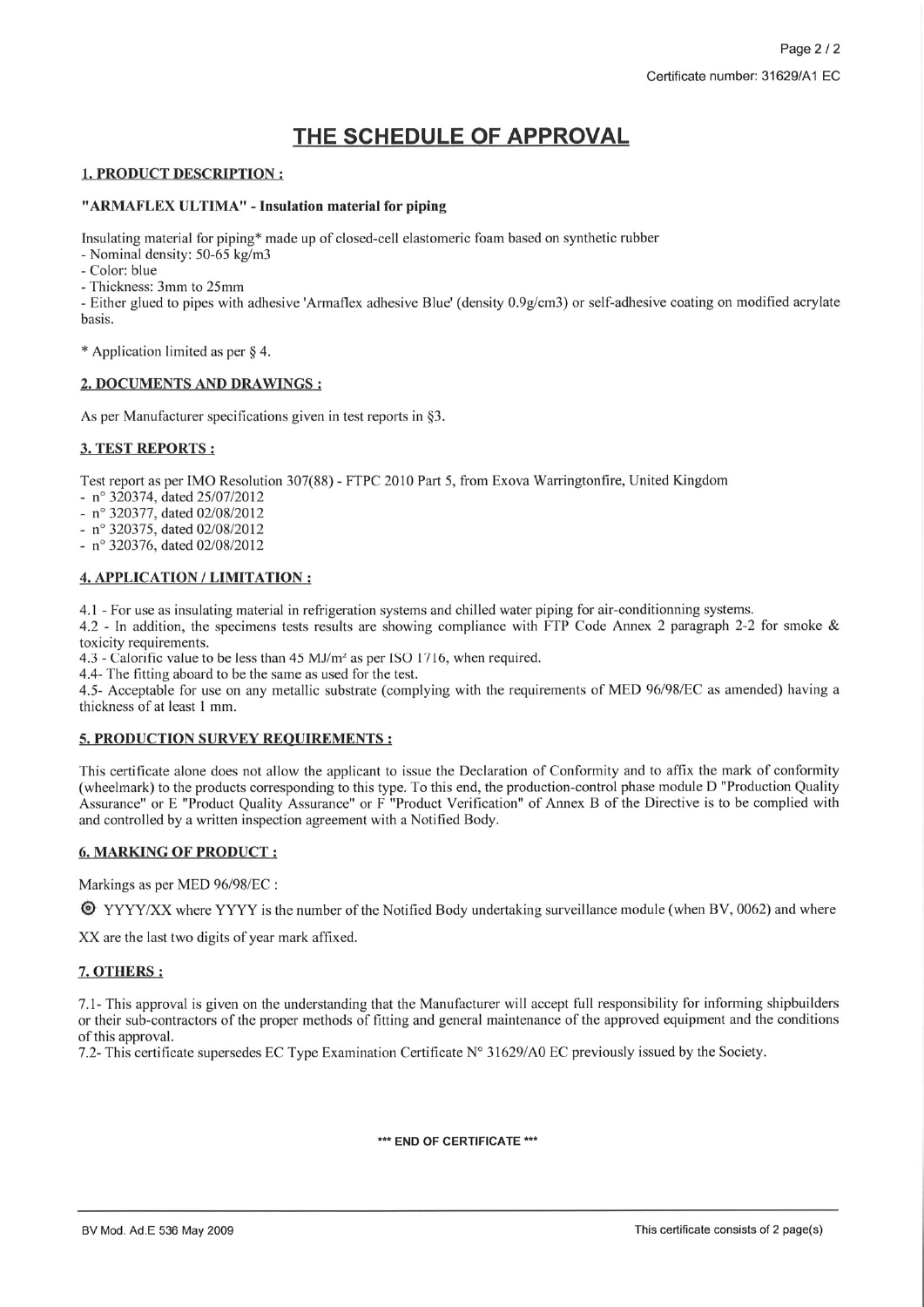Certificate number: 31629/A1 EC

# THE SCHEDULE OF APPROVAL

## 1. PRODUCT DESCRIPTION :

**"ARMAFLEX ULTIMA" - Insulation material for piping**

Insulating material for piping* made up of closed-cell elastomeric foam based on synthetic rubber
- Nominal density: 50-65 kg/m3
- Color: blue
- Thickness: 3mm to 25mm
- Either glued to pipes with adhesive 'Armaflex adhesive Blue' (density 0.9g/cm3) or self-adhesive coating on modified acrylate basis.

* Application limited as per § 4.

## 2. DOCUMENTS AND DRAWINGS :

As per Manufacturer specifications given in test reports in §3.

## 3. TEST REPORTS :

Test report as per IMO Resolution 307(88) - FTPC 2010 Part 5, from Exova Warringtonfire, United Kingdom
- n° 320374, dated 25/07/2012
- n° 320377, dated 02/08/2012
- n° 320375, dated 02/08/2012
- n° 320376, dated 02/08/2012

## 4. APPLICATION / LIMITATION :

4.1 - For use as insulating material in refrigeration systems and chilled water piping for air-conditionning systems.
4.2 - In addition, the specimens tests results are showing compliance with FTP Code Annex 2 paragraph 2-2 for smoke & toxicity requirements.
4.3 - Calorific value to be less than 45 MJ/m² as per ISO 1716, when required.
4.4- The fitting aboard to be the same as used for the test.
4.5- Acceptable for use on any metallic substrate (complying with the requirements of MED 96/98/EC as amended) having a thickness of at least 1 mm.

## 5. PRODUCTION SURVEY REQUIREMENTS :

This certificate alone does not allow the applicant to issue the Declaration of Conformity and to affix the mark of conformity (wheelmark) to the products corresponding to this type. To this end, the production-control phase module D "Production Quality Assurance" or E "Product Quality Assurance" or F "Product Verification" of Annex B of the Directive is to be complied with and controlled by a written inspection agreement with a Notified Body.

## 6. MARKING OF PRODUCT :

Markings as per MED 96/98/EC :

⎈ YYYY/XX where YYYY is the number of the Notified Body undertaking surveillance module (when BV, 0062) and where XX are the last two digits of year mark affixed.

## 7. OTHERS :

7.1- This approval is given on the understanding that the Manufacturer will accept full responsibility for informing shipbuilders or their sub-contractors of the proper methods of fitting and general maintenance of the approved equipment and the conditions of this approval.
7.2- This certificate supersedes EC Type Examination Certificate N° 31629/A0 EC previously issued by the Society.

\*\*\* END OF CERTIFICATE \*\*\*

BV Mod. Ad.E 536 May 2009

This certificate consists of 2 page(s)